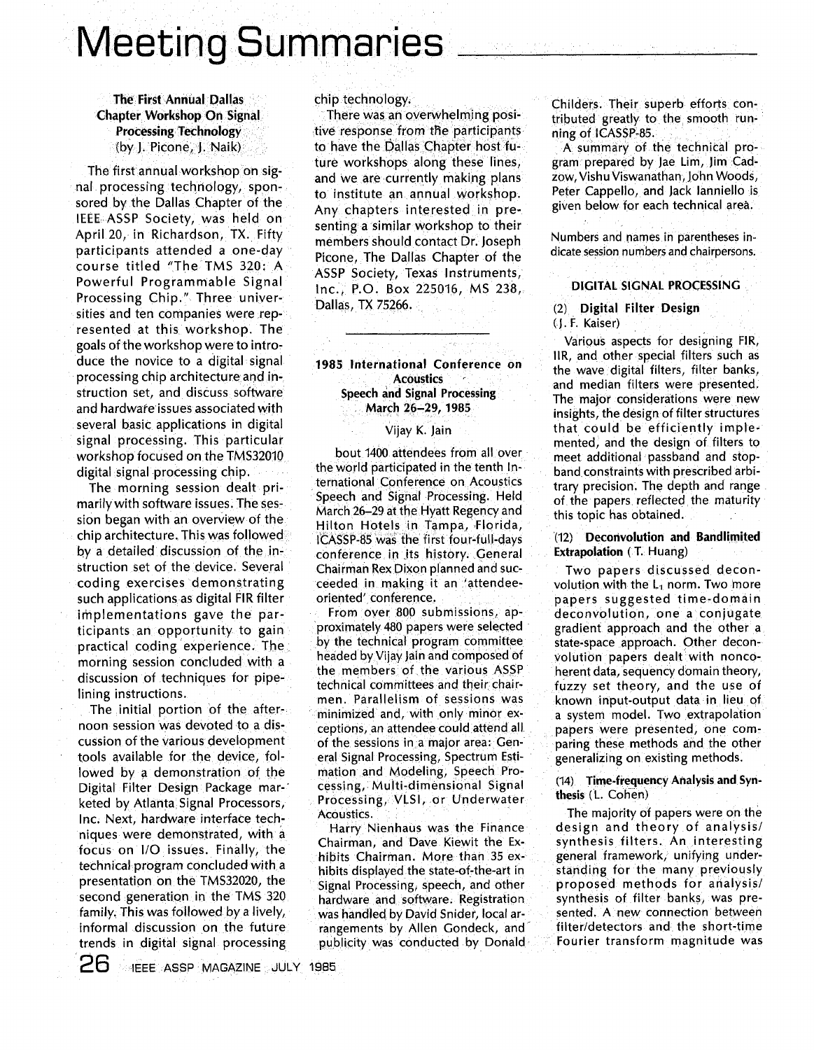# Meeting Summaries

### The First Annual Dallas Chapter Workshop On Signal Processing Technology

(by J. Picone, J. Naik)

The first annual workshop on signal processing technology, sponsored by the Dallas Chapter of the IEEE ASSP Society, was held on April 20, in Richardson, TX. Fifty participants attended a one-day course titled "The TMS 320: A Powerful Programmable Signal Processing Chip." Three universities and ten companies were represented at this workshop. The goals of the workshop were to introduce the novice to a digital signal processing chip architecture and instruction set, and discuss software and hardware issues associated with several basic applications in digital signal processing. This particular workshop focused on the TMS32010 digital signal processing chip.

The morning session dealt primarily with software issues. The session began with an overview of the chip architecture. This was followed by a detailed discussion of the instruction set of the device. Several coding exercises demonstrating such applications as digital FIR filter implementations gave the participants an opportunity to gain practical coding experience. The morning session concluded with a discussion of techniques for pipelining instructions.

The initial portion of the afternoon session was devoted to a discussion of the various development tools available for the device, followed by a demonstration of the Digital Filter Design Package marketed by Atlanta Signal Processors, Inc. Next, hardware interface techniques were demonstrated, with a focus on I/O issues. Finally, the technical program concluded with a presentation on the TMS32020, the second generation in the TMS 320 family. This was followed by a lively, informal discussion on the future trends in digital signal processing chip technology.

There was an overwhelming positive response from the participants to have the Dallas Chapter host future workshops along these lines, and we are currently making plans to institute an annual workshop. Any chapters interested in presenting a similar workshop to their members should contact Dr. Joseph Picone, The Dallas Chapter of the ASSP Society, Texas Instruments, Inc., P.O. Box 225016, MS 238, Dallas, TX 75266.

---

### 1985 International Conference on Acoustics Speech and Signal Processing March 26–29, 1985

Vijay K. Jain

bout 1400 attendees from all over the world participated in the tenth International Conference on Acoustics Speech and Signal Processing. Held March 26–29 at the Hyatt Regency and Hilton Hotels in Tampa, Florida, ICASSP-85 was the first four-full-days conference in its history. General Chairman Rex Dixon planned and succeeded in making it an 'attendee-oriented' conference.

From over 800 submissions, approximately 480 papers were selected by the technical program committee headed by Vijay Jain and composed of the members of the various ASSP technical committees and their chairmen. Parallelism of sessions was minimized and, with only minor exceptions, an attendee could attend all of the sessions in a major area: General Signal Processing, Spectrum Estimation and Modeling, Speech Processing, Multi-dimensional Signal Processing, VLSI, or Underwater Acoustics.

Harry Nienhaus was the Finance Chairman, and Dave Kiewit the Exhibits Chairman. More than 35 exhibits displayed the state-of-the-art in Signal Processing, speech, and other hardware and software. Registration was handled by David Snider, local arrangements by Allen Gondeck, and publicity was conducted by Donald Childers. Their superb efforts contributed greatly to the smooth running of ICASSP-85.

A summary of the technical program prepared by Jae Lim, Jim Cadzow, Vishu Viswanathan, John Woods, Peter Cappello, and Jack Ianniello is given below for each technical area.

Numbers and names in parentheses indicate session numbers and chairpersons.

#### DIGITAL SIGNAL PROCESSING

**(2) Digital Filter Design**
(J. F. Kaiser)

Various aspects for designing FIR, IIR, and other special filters such as the wave digital filters, filter banks, and median filters were presented. The major considerations were new insights, the design of filter structures that could be efficiently implemented, and the design of filters to meet additional passband and stopband constraints with prescribed arbitrary precision. The depth and range of the papers reflected the maturity this topic has obtained.

**(12) Deconvolution and Bandlimited Extrapolation** (T. Huang)

Two papers discussed deconvolution with the $L_1$ norm. Two more papers suggested time-domain deconvolution, one a conjugate gradient approach and the other a state-space approach. Other deconvolution papers dealt with noncoherent data, sequency domain theory, fuzzy set theory, and the use of known input-output data in lieu of a system model. Two extrapolation papers were presented, one comparing these methods and the other generalizing on existing methods.

**(14) Time-frequency Analysis and Synthesis** (L. Cohen)

The majority of papers were on the design and theory of analysis/synthesis filters. An interesting general framework, unifying understanding for the many previously proposed methods for analysis/synthesis of filter banks, was presented. A new connection between filter/detectors and the short-time Fourier transform magnitude was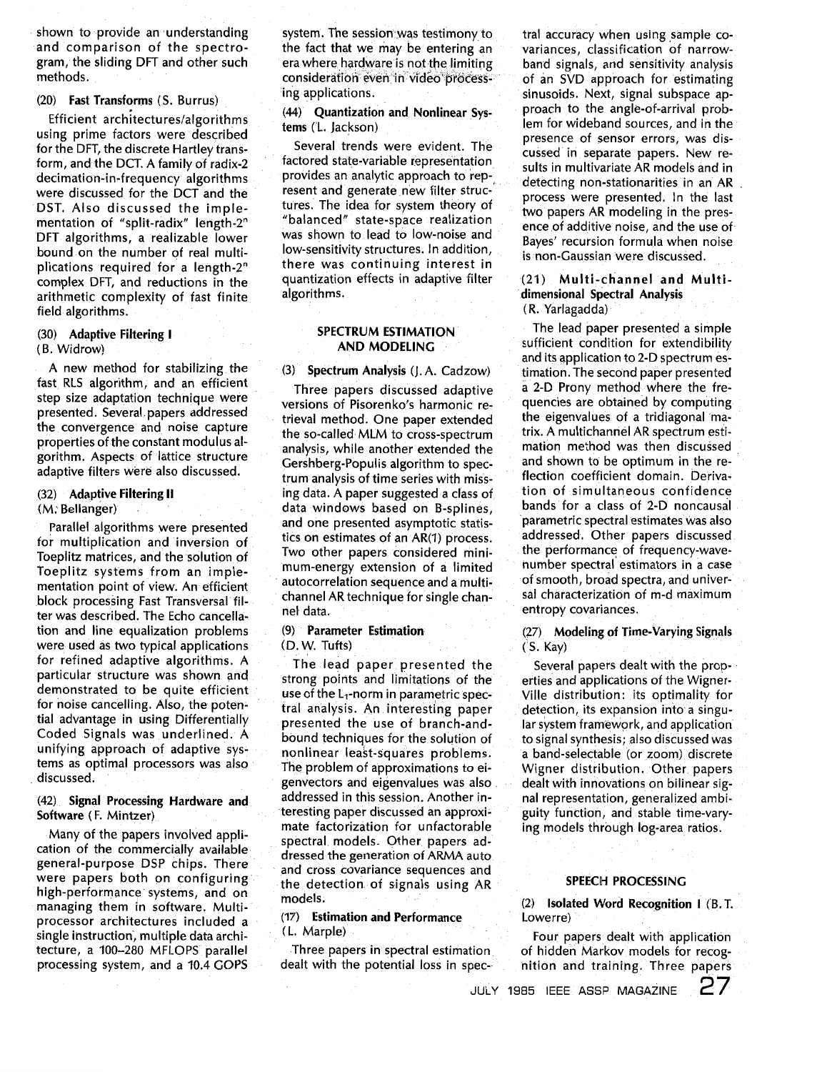shown to provide an understanding and comparison of the spectrogram, the sliding DFT and other such methods.

### (20) Fast Transforms (S. Burrus)

Efficient architectures/algorithms using prime factors were described for the DFT, the discrete Hartley transform, and the DCT. A family of radix-2 decimation-in-frequency algorithms were discussed for the DCT and the DST. Also discussed the implementation of "split-radix" length-$2^n$ DFT algorithms, a realizable lower bound on the number of real multiplications required for a length-$2^n$ complex DFT, and reductions in the arithmetic complexity of fast finite field algorithms.

### (30) Adaptive Filtering I
(B. Widrow)

A new method for stabilizing the fast RLS algorithm, and an efficient step size adaptation technique were presented. Several papers addressed the convergence and noise capture properties of the constant modulus algorithm. Aspects of lattice structure adaptive filters were also discussed.

### (32) Adaptive Filtering II
(M. Bellanger)

Parallel algorithms were presented for multiplication and inversion of Toeplitz matrices, and the solution of Toeplitz systems from an implementation point of view. An efficient block processing Fast Transversal filter was described. The Echo cancellation and line equalization problems were used as two typical applications for refined adaptive algorithms. A particular structure was shown and demonstrated to be quite efficient for noise cancelling. Also, the potential advantage in using Differentially Coded Signals was underlined. A unifying approach of adaptive systems as optimal processors was also discussed.

### (42) Signal Processing Hardware and Software (F. Mintzer)

Many of the papers involved application of the commercially available general-purpose DSP chips. There were papers both on configuring high-performance systems, and on managing them in software. Multiprocessor architectures included a single instruction, multiple data architecture, a 100–280 MFLOPS parallel processing system, and a 10.4 GOPS system. The session was testimony to the fact that we may be entering an era where hardware is not the limiting consideration even in video processing applications.

### (44) Quantization and Nonlinear Systems (L. Jackson)

Several trends were evident. The factored state-variable representation provides an analytic approach to represent and generate new filter structures. The idea for system theory of "balanced" state-space realization was shown to lead to low-noise and low-sensitivity structures. In addition, there was continuing interest in quantization effects in adaptive filter algorithms.

## SPECTRUM ESTIMATION AND MODELING

### (3) Spectrum Analysis (J. A. Cadzow)

Three papers discussed adaptive versions of Pisorenko's harmonic retrieval method. One paper extended the so-called MLM to cross-spectrum analysis, while another extended the Gershberg-Populis algorithm to spectrum analysis of time series with missing data. A paper suggested a class of data windows based on B-splines, and one presented asymptotic statistics on estimates of an AR(1) process. Two other papers considered minimum-energy extension of a limited autocorrelation sequence and a multichannel AR technique for single channel data.

### (9) Parameter Estimation
(D. W. Tufts)

The lead paper presented the strong points and limitations of the use of the $L_1$-norm in parametric spectral analysis. An interesting paper presented the use of branch-and-bound techniques for the solution of nonlinear least-squares problems. The problem of approximations to eigenvectors and eigenvalues was also addressed in this session. Another interesting paper discussed an approximate factorization for unfactorable spectral models. Other papers addressed the generation of ARMA auto and cross covariance sequences and the detection of signals using AR models.

### (17) Estimation and Performance
(L. Marple)

Three papers in spectral estimation dealt with the potential loss in spectral accuracy when using sample covariances, classification of narrowband signals, and sensitivity analysis of an SVD approach for estimating sinusoids. Next, signal subspace approach to the angle-of-arrival problem for wideband sources, and in the presence of sensor errors, was discussed in separate papers. New results in multivariate AR models and in detecting non-stationarities in an AR process were presented. In the last two papers AR modeling in the presence of additive noise, and the use of Bayes' recursion formula when noise is non-Gaussian were discussed.

### (21) Multi-channel and Multi-dimensional Spectral Analysis
(R. Yarlagadda)

The lead paper presented a simple sufficient condition for extendibility and its application to 2-D spectrum estimation. The second paper presented a 2-D Prony method where the frequencies are obtained by computing the eigenvalues of a tridiagonal matrix. A multichannel AR spectrum estimation method was then discussed and shown to be optimum in the reflection coefficient domain. Derivation of simultaneous confidence bands for a class of 2-D noncausal parametric spectral estimates was also addressed. Other papers discussed the performance of frequency-wavenumber spectral estimators in a case of smooth, broad spectra, and universal characterization of m-d maximum entropy covariances.

### (27) Modeling of Time-Varying Signals
(S. Kay)

Several papers dealt with the properties and applications of the Wigner-Ville distribution: its optimality for detection, its expansion into a singular system framework, and application to signal synthesis; also discussed was a band-selectable (or zoom) discrete Wigner distribution. Other papers dealt with innovations on bilinear signal representation, generalized ambiguity function, and stable time-varying models through log-area ratios.

## SPEECH PROCESSING

### (2) Isolated Word Recognition I (B. T. Lowerre)

Four papers dealt with application of hidden Markov models for recognition and training. Three papers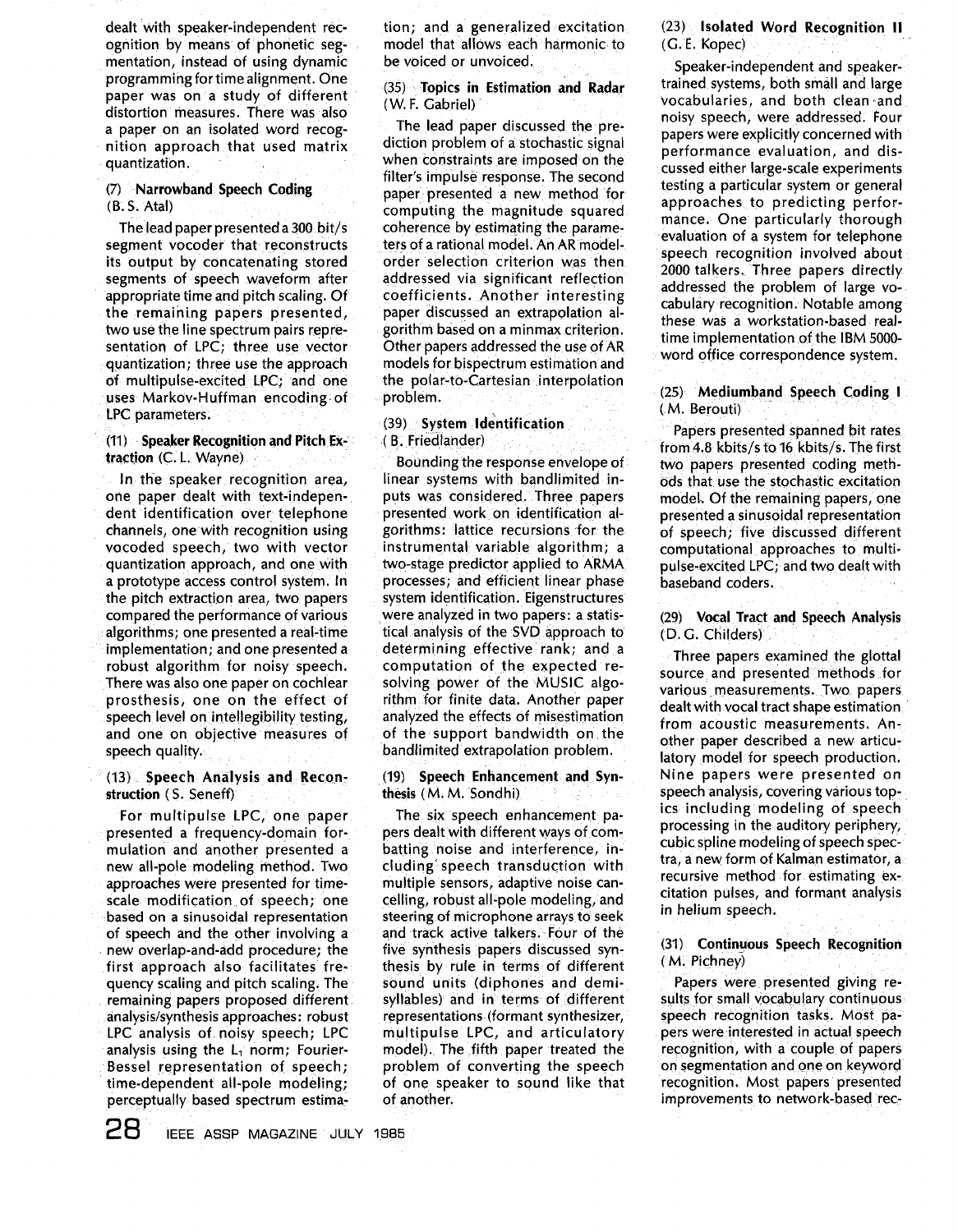dealt with speaker-independent recognition by means of phonetic segmentation, instead of using dynamic programming for time alignment. One paper was on a study of different distortion measures. There was also a paper on an isolated word recognition approach that used matrix quantization.

### (7) Narrowband Speech Coding (B. S. Atal)

The lead paper presented a 300 bit/s segment vocoder that reconstructs its output by concatenating stored segments of speech waveform after appropriate time and pitch scaling. Of the remaining papers presented, two use the line spectrum pairs representation of LPC; three use vector quantization; three use the approach of multipulse-excited LPC; and one uses Markov-Huffman encoding of LPC parameters.

### (11) Speaker Recognition and Pitch Extraction (C. L. Wayne)

In the speaker recognition area, one paper dealt with text-independent identification over telephone channels, one with recognition using vocoded speech, two with vector quantization approach, and one with a prototype access control system. In the pitch extraction area, two papers compared the performance of various algorithms; one presented a real-time implementation; and one presented a robust algorithm for noisy speech. There was also one paper on cochlear prosthesis, one on the effect of speech level on intellegibility testing, and one on objective measures of speech quality.

### (13) Speech Analysis and Reconstruction (S. Seneff)

For multipulse LPC, one paper presented a frequency-domain formulation and another presented a new all-pole modeling method. Two approaches were presented for time-scale modification of speech; one based on a sinusoidal representation of speech and the other involving a new overlap-and-add procedure; the first approach also facilitates frequency scaling and pitch scaling. The remaining papers proposed different analysis/synthesis approaches: robust LPC analysis of noisy speech; LPC analysis using the $L_1$ norm; Fourier-Bessel representation of speech; time-dependent all-pole modeling; perceptually based spectrum estimation; and a generalized excitation model that allows each harmonic to be voiced or unvoiced.

### (35) Topics in Estimation and Radar (W. F. Gabriel)

The lead paper discussed the prediction problem of a stochastic signal when constraints are imposed on the filter's impulse response. The second paper presented a new method for computing the magnitude squared coherence by estimating the parameters of a rational model. An AR model-order selection criterion was then addressed via significant reflection coefficients. Another interesting paper discussed an extrapolation algorithm based on a minmax criterion. Other papers addressed the use of AR models for bispectrum estimation and the polar-to-Cartesian interpolation problem.

### (39) System Identification (B. Friedlander)

Bounding the response envelope of linear systems with bandlimited inputs was considered. Three papers presented work on identification algorithms: lattice recursions for the instrumental variable algorithm; a two-stage predictor applied to ARMA processes; and efficient linear phase system identification. Eigenstructures were analyzed in two papers: a statistical analysis of the SVD approach to determining effective rank; and a computation of the expected resolving power of the MUSIC algorithm for finite data. Another paper analyzed the effects of misestimation of the support bandwidth on the bandlimited extrapolation problem.

### (19) Speech Enhancement and Synthesis (M. M. Sondhi)

The six speech enhancement papers dealt with different ways of combatting noise and interference, including speech transduction with multiple sensors, adaptive noise cancelling, robust all-pole modeling, and steering of microphone arrays to seek and track active talkers. Four of the five synthesis papers discussed synthesis by rule in terms of different sound units (diphones and demisyllables) and in terms of different representations (formant synthesizer, multipulse LPC, and articulatory model). The fifth paper treated the problem of converting the speech of one speaker to sound like that of another.

### (23) Isolated Word Recognition II (G. E. Kopec)

Speaker-independent and speaker-trained systems, both small and large vocabularies, and both clean and noisy speech, were addressed. Four papers were explicitly concerned with performance evaluation, and discussed either large-scale experiments testing a particular system or general approaches to predicting performance. One particularly thorough evaluation of a system for telephone speech recognition involved about 2000 talkers. Three papers directly addressed the problem of large vocabulary recognition. Notable among these was a workstation-based real-time implementation of the IBM 5000-word office correspondence system.

### (25) Mediumband Speech Coding I (M. Berouti)

Papers presented spanned bit rates from 4.8 kbits/s to 16 kbits/s. The first two papers presented coding methods that use the stochastic excitation model. Of the remaining papers, one presented a sinusoidal representation of speech; five discussed different computational approaches to multipulse-excited LPC; and two dealt with baseband coders.

### (29) Vocal Tract and Speech Analysis (D. G. Childers)

Three papers examined the glottal source and presented methods for various measurements. Two papers dealt with vocal tract shape estimation from acoustic measurements. Another paper described a new articulatory model for speech production. Nine papers were presented on speech analysis, covering various topics including modeling of speech processing in the auditory periphery, cubic spline modeling of speech spectra, a new form of Kalman estimator, a recursive method for estimating excitation pulses, and formant analysis in helium speech.

### (31) Continuous Speech Recognition (M. Pichney)

Papers were presented giving results for small vocabulary continuous speech recognition tasks. Most papers were interested in actual speech recognition, with a couple of papers on segmentation and one on keyword recognition. Most papers presented improvements to network-based rec-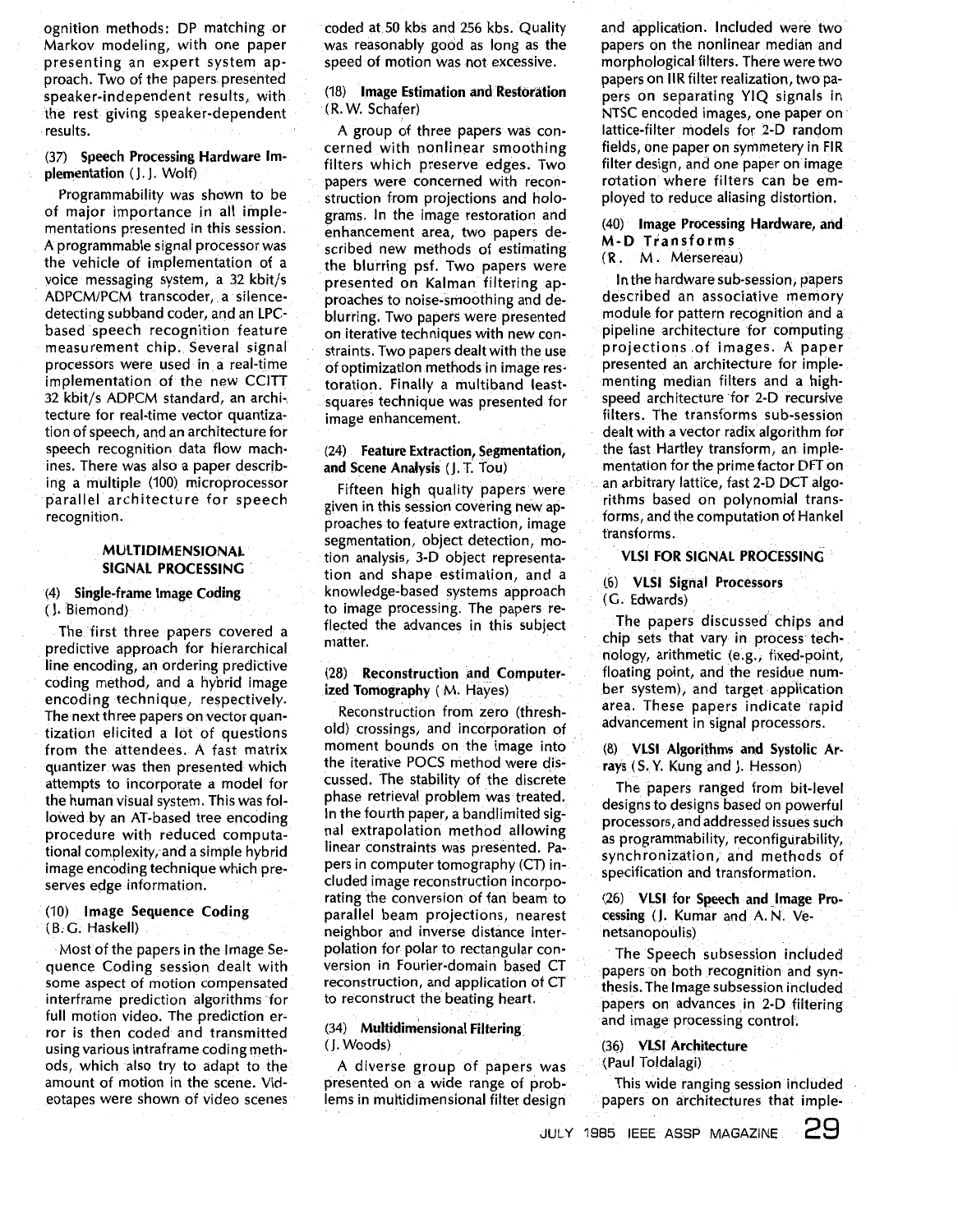ognition methods: DP matching or Markov modeling, with one paper presenting an expert system approach. Two of the papers presented speaker-independent results, with the rest giving speaker-dependent results.

**(37) Speech Processing Hardware Implementation** (J. J. Wolf)

Programmability was shown to be of major importance in all implementations presented in this session. A programmable signal processor was the vehicle of implementation of a voice messaging system, a 32 kbit/s ADPCM/PCM transcoder, a silence-detecting subband coder, and an LPC-based speech recognition feature measurement chip. Several signal processors were used in a real-time implementation of the new CCITT 32 kbit/s ADPCM standard, an architecture for real-time vector quantization of speech, and an architecture for speech recognition data flow machines. There was also a paper describing a multiple (100) microprocessor parallel architecture for speech recognition.

## MULTIDIMENSIONAL SIGNAL PROCESSING

**(4) Single-frame Image Coding** (J. Biemond)

The first three papers covered a predictive approach for hierarchical line encoding, an ordering predictive coding method, and a hybrid image encoding technique, respectively. The next three papers on vector quantization elicited a lot of questions from the attendees. A fast matrix quantizer was then presented which attempts to incorporate a model for the human visual system. This was followed by an AT-based tree encoding procedure with reduced computational complexity, and a simple hybrid image encoding technique which preserves edge information.

**(10) Image Sequence Coding** (B. G. Haskell)

Most of the papers in the Image Sequence Coding session dealt with some aspect of motion compensated interframe prediction algorithms for full motion video. The prediction error is then coded and transmitted using various intraframe coding methods, which also try to adapt to the amount of motion in the scene. Videotapes were shown of video scenes coded at 50 kbs and 256 kbs. Quality was reasonably good as long as the speed of motion was not excessive.

**(18) Image Estimation and Restoration** (R. W. Schafer)

A group of three papers was concerned with nonlinear smoothing filters which preserve edges. Two papers were concerned with reconstruction from projections and holograms. In the image restoration and enhancement area, two papers described new methods of estimating the blurring psf. Two papers were presented on Kalman filtering approaches to noise-smoothing and deblurring. Two papers were presented on iterative techniques with new constraints. Two papers dealt with the use of optimization methods in image restoration. Finally a multiband least-squares technique was presented for image enhancement.

**(24) Feature Extraction, Segmentation, and Scene Analysis** (J. T. Tou)

Fifteen high quality papers were given in this session covering new approaches to feature extraction, image segmentation, object detection, motion analysis, 3-D object representation and shape estimation, and a knowledge-based systems approach to image processing. The papers reflected the advances in this subject matter.

**(28) Reconstruction and Computerized Tomography** (M. Hayes)

Reconstruction from zero (threshold) crossings, and incorporation of moment bounds on the image into the iterative POCS method were discussed. The stability of the discrete phase retrieval problem was treated. In the fourth paper, a bandlimited signal extrapolation method allowing linear constraints was presented. Papers in computer tomography (CT) included image reconstruction incorporating the conversion of fan beam to parallel beam projections, nearest neighbor and inverse distance interpolation for polar to rectangular conversion in Fourier-domain based CT reconstruction, and application of CT to reconstruct the beating heart.

**(34) Multidimensional Filtering** (J. Woods)

A diverse group of papers was presented on a wide range of problems in multidimensional filter design and application. Included were two papers on the nonlinear median and morphological filters. There were two papers on IIR filter realization, two papers on separating YIQ signals in NTSC encoded images, one paper on lattice-filter models for 2-D random fields, one paper on symmetery in FIR filter design, and one paper on image rotation where filters can be employed to reduce aliasing distortion.

**(40) Image Processing Hardware, and M-D Transforms** (R. M. Mersereau)

In the hardware sub-session, papers described an associative memory module for pattern recognition and a pipeline architecture for computing projections of images. A paper presented an architecture for implementing median filters and a high-speed architecture for 2-D recursive filters. The transforms sub-session dealt with a vector radix algorithm for the fast Hartley transform, an implementation for the prime factor DFT on an arbitrary lattice, fast 2-D DCT algorithms based on polynomial transforms, and the computation of Hankel transforms.

## VLSI FOR SIGNAL PROCESSING

**(6) VLSI Signal Processors** (G. Edwards)

The papers discussed chips and chip sets that vary in process technology, arithmetic (e.g., fixed-point, floating point, and the residue number system), and target application area. These papers indicate rapid advancement in signal processors.

**(8) VLSI Algorithms and Systolic Arrays** (S. Y. Kung and J. Hesson)

The papers ranged from bit-level designs to designs based on powerful processors, and addressed issues such as programmability, reconfigurability, synchronization, and methods of specification and transformation.

**(26) VLSI for Speech and Image Processing** (J. Kumar and A. N. Venetsanopoulis)

The Speech subsession included papers on both recognition and synthesis. The Image subsession included papers on advances in 2-D filtering and image processing control.

**(36) VLSI Architecture** (Paul Toldalagi)

This wide ranging session included papers on architectures that imple-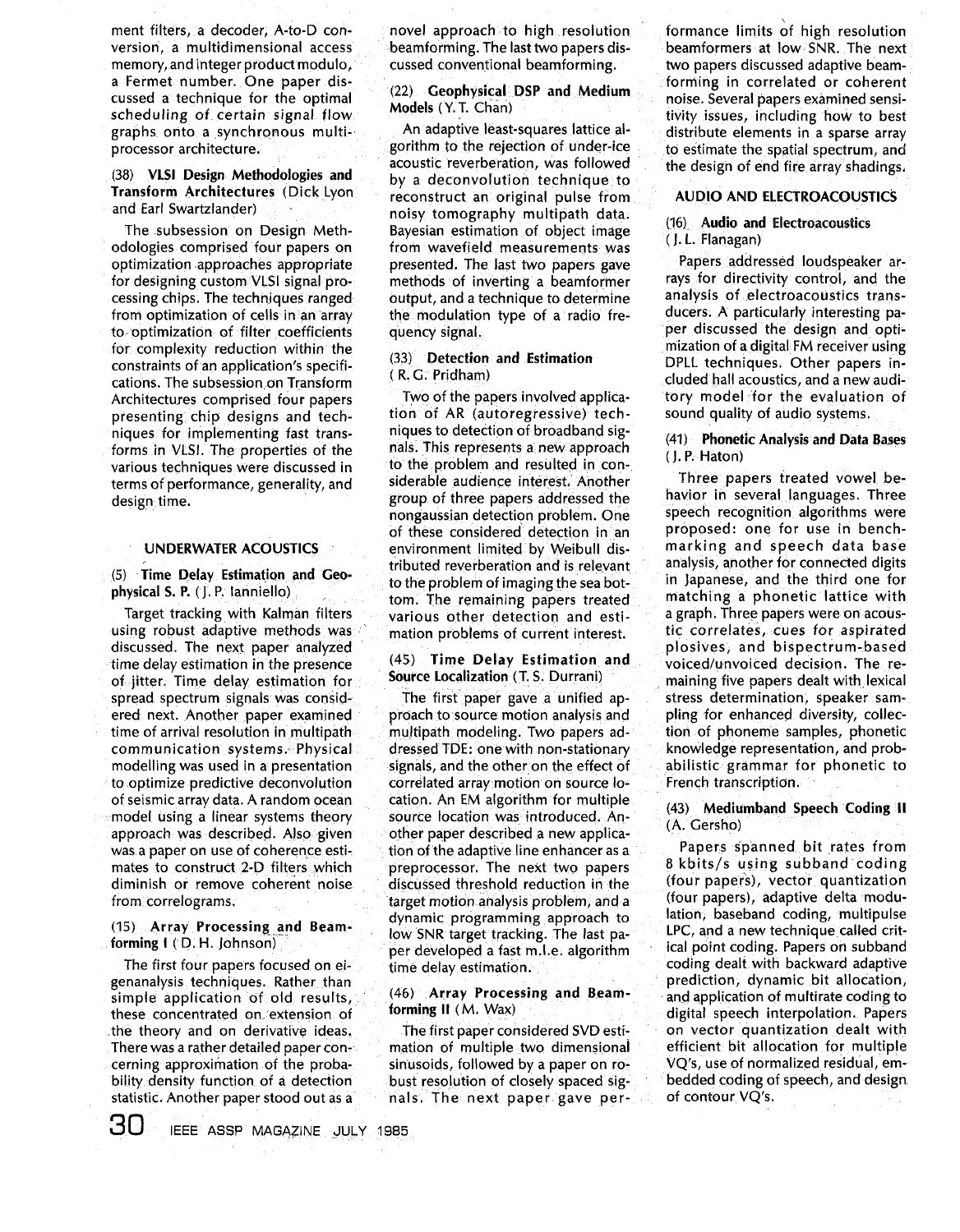ment filters, a decoder, A-to-D conversion, a multidimensional access memory, and integer product modulo, a Fermat number. One paper discussed a technique for the optimal scheduling of certain signal flow graphs onto a synchronous multiprocessor architecture.

**(38) VLSI Design Methodologies and Transform Architectures** (Dick Lyon and Earl Swartzlander)

The subsession on Design Methodologies comprised four papers on optimization approaches appropriate for designing custom VLSI signal processing chips. The techniques ranged from optimization of cells in an array to optimization of filter coefficients for complexity reduction within the constraints of an application's specifications. The subsession on Transform Architectures comprised four papers presenting chip designs and techniques for implementing fast transforms in VLSI. The properties of the various techniques were discussed in terms of performance, generality, and design time.

## UNDERWATER ACOUSTICS

**(5) Time Delay Estimation and Geophysical S. P.** (J. P. Ianniello)

Target tracking with Kalman filters using robust adaptive methods was discussed. The next paper analyzed time delay estimation in the presence of jitter. Time delay estimation for spread spectrum signals was considered next. Another paper examined time of arrival resolution in multipath communication systems. Physical modelling was used in a presentation to optimize predictive deconvolution of seismic array data. A random ocean model using a linear systems theory approach was described. Also given was a paper on use of coherence estimates to construct 2-D filters which diminish or remove coherent noise from correlograms.

**(15) Array Processing and Beamforming I** (D. H. Johnson)

The first four papers focused on eigenanalysis techniques. Rather than simple application of old results, these concentrated on extension of the theory and on derivative ideas. There was a rather detailed paper concerning approximation of the probability density function of a detection statistic. Another paper stood out as a novel approach to high resolution beamforming. The last two papers discussed conventional beamforming.

**(22) Geophysical DSP and Medium Models** (Y. T. Chan)

An adaptive least-squares lattice algorithm to the rejection of under-ice acoustic reverberation, was followed by a deconvolution technique to reconstruct an original pulse from noisy tomography multipath data. Bayesian estimation of object image from wavefield measurements was presented. The last two papers gave methods of inverting a beamformer output, and a technique to determine the modulation type of a radio frequency signal.

**(33) Detection and Estimation** (R. G. Pridham)

Two of the papers involved application of AR (autoregressive) techniques to detection of broadband signals. This represents a new approach to the problem and resulted in considerable audience interest. Another group of three papers addressed the nongaussian detection problem. One of these considered detection in an environment limited by Weibull distributed reverberation and is relevant to the problem of imaging the sea bottom. The remaining papers treated various other detection and estimation problems of current interest.

**(45) Time Delay Estimation and Source Localization** (T. S. Durrani)

The first paper gave a unified approach to source motion analysis and multipath modeling. Two papers addressed TDE: one with non-stationary signals, and the other on the effect of correlated array motion on source location. An EM algorithm for multiple source location was introduced. Another paper described a new application of the adaptive line enhancer as a preprocessor. The next two papers discussed threshold reduction in the target motion analysis problem, and a dynamic programming approach to low SNR target tracking. The last paper developed a fast m.l.e. algorithm time delay estimation.

**(46) Array Processing and Beamforming II** (M. Wax)

The first paper considered SVD estimation of multiple two dimensional sinusoids, followed by a paper on robust resolution of closely spaced signals. The next paper gave performance limits of high resolution beamformers at low SNR. The next two papers discussed adaptive beamforming in correlated or coherent noise. Several papers examined sensitivity issues, including how to best distribute elements in a sparse array to estimate the spatial spectrum, and the design of end fire array shadings.

## AUDIO AND ELECTROACOUSTICS

**(16) Audio and Electroacoustics** (J. L. Flanagan)

Papers addressed loudspeaker arrays for directivity control, and the analysis of electroacoustics transducers. A particularly interesting paper discussed the design and optimization of a digital FM receiver using DPLL techniques. Other papers included hall acoustics, and a new auditory model for the evaluation of sound quality of audio systems.

**(41) Phonetic Analysis and Data Bases** (J. P. Haton)

Three papers treated vowel behavior in several languages. Three speech recognition algorithms were proposed: one for use in benchmarking and speech data base analysis, another for connected digits in Japanese, and the third one for matching a phonetic lattice with a graph. Three papers were on acoustic correlates, cues for aspirated plosives, and bispectrum-based voiced/unvoiced decision. The remaining five papers dealt with lexical stress determination, speaker sampling for enhanced diversity, collection of phoneme samples, phonetic knowledge representation, and probabilistic grammar for phonetic to French transcription.

**(43) Mediumband Speech Coding II** (A. Gersho)

Papers spanned bit rates from 8 kbits/s using subband coding (four papers), vector quantization (four papers), adaptive delta modulation, baseband coding, multipulse LPC, and a new technique called critical point coding. Papers on subband coding dealt with backward adaptive prediction, dynamic bit allocation, and application of multirate coding to digital speech interpolation. Papers on vector quantization dealt with efficient bit allocation for multiple VQ's, use of normalized residual, embedded coding of speech, and design of contour VQ's.